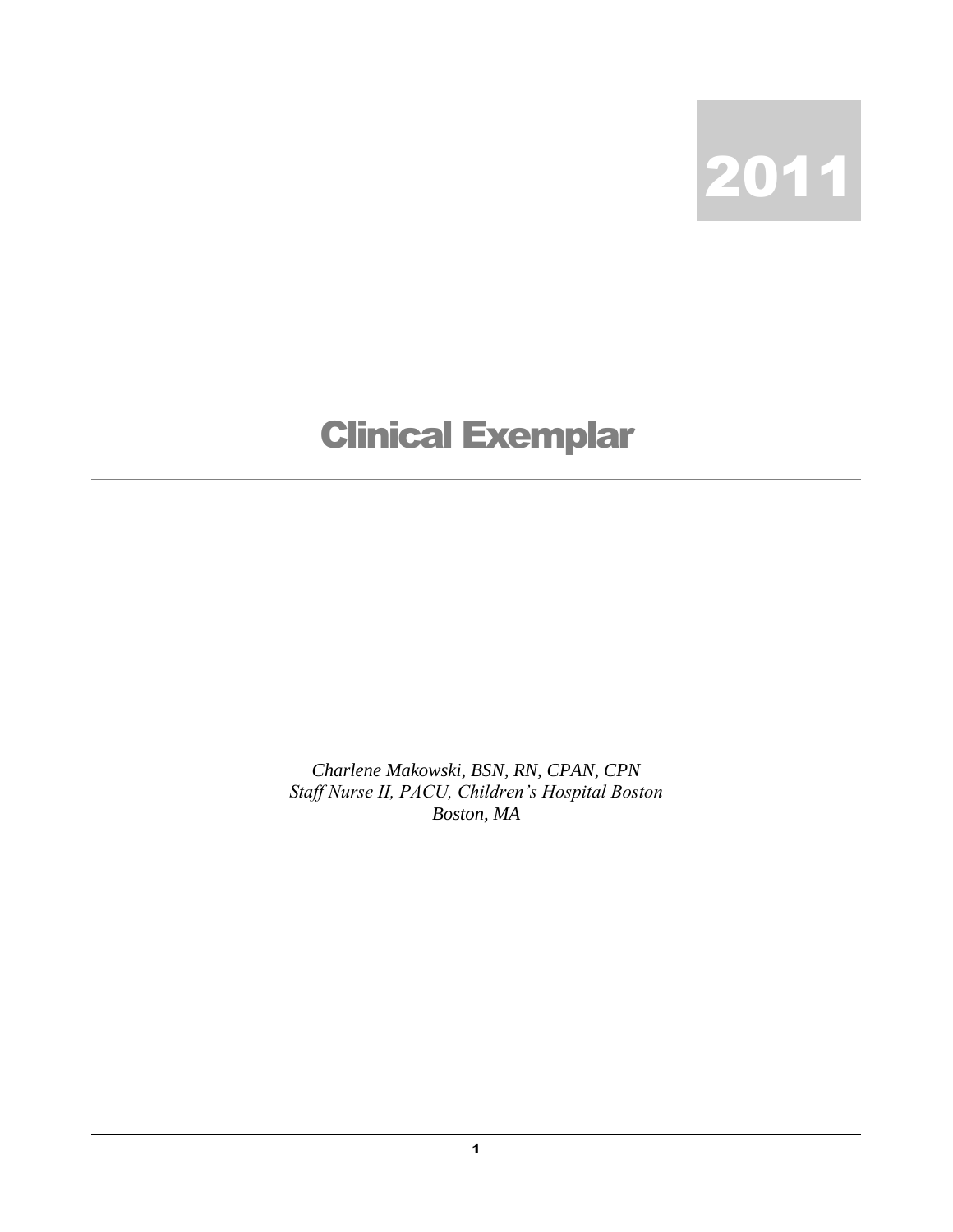2011

# Clinical Exemplar

---

*Charlene Makowski, BSN, RN, CPAN, CPN*
*Staff Nurse II, PACU, Children's Hospital Boston*
*Boston, MA*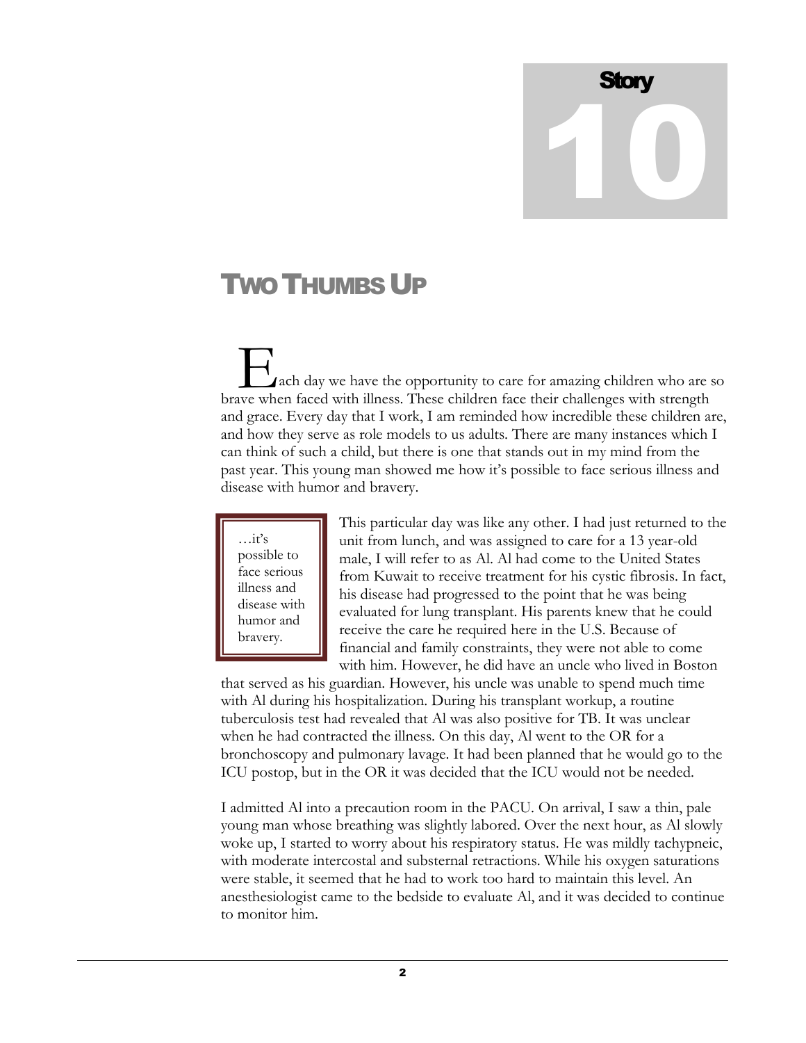Story 10

# Two Thumbs Up

Each day we have the opportunity to care for amazing children who are so brave when faced with illness. These children face their challenges with strength and grace. Every day that I work, I am reminded how incredible these children are, and how they serve as role models to us adults. There are many instances which I can think of such a child, but there is one that stands out in my mind from the past year. This young man showed me how it's possible to face serious illness and disease with humor and bravery.

> …it's possible to face serious illness and disease with humor and bravery.

This particular day was like any other. I had just returned to the unit from lunch, and was assigned to care for a 13 year-old male, I will refer to as Al. Al had come to the United States from Kuwait to receive treatment for his cystic fibrosis. In fact, his disease had progressed to the point that he was being evaluated for lung transplant. His parents knew that he could receive the care he required here in the U.S. Because of financial and family constraints, they were not able to come with him. However, he did have an uncle who lived in Boston that served as his guardian. However, his uncle was unable to spend much time with Al during his hospitalization. During his transplant workup, a routine tuberculosis test had revealed that Al was also positive for TB. It was unclear when he had contracted the illness. On this day, Al went to the OR for a bronchoscopy and pulmonary lavage. It had been planned that he would go to the ICU postop, but in the OR it was decided that the ICU would not be needed.

I admitted Al into a precaution room in the PACU. On arrival, I saw a thin, pale young man whose breathing was slightly labored. Over the next hour, as Al slowly woke up, I started to worry about his respiratory status. He was mildly tachypneic, with moderate intercostal and substernal retractions. While his oxygen saturations were stable, it seemed that he had to work too hard to maintain this level. An anesthesiologist came to the bedside to evaluate Al, and it was decided to continue to monitor him.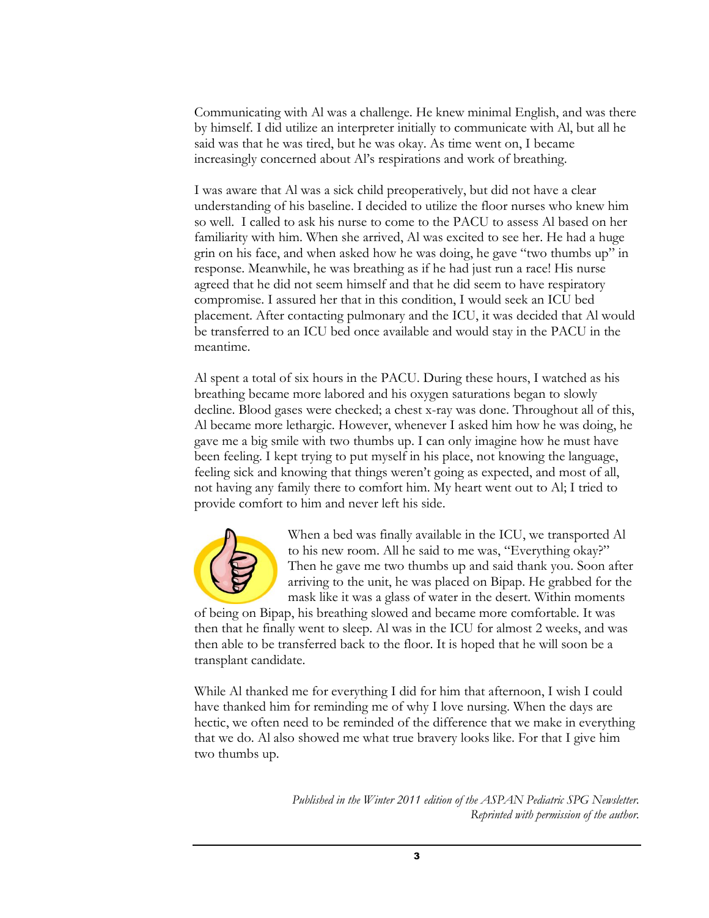Communicating with Al was a challenge. He knew minimal English, and was there by himself. I did utilize an interpreter initially to communicate with Al, but all he said was that he was tired, but he was okay. As time went on, I became increasingly concerned about Al's respirations and work of breathing.

I was aware that Al was a sick child preoperatively, but did not have a clear understanding of his baseline. I decided to utilize the floor nurses who knew him so well. I called to ask his nurse to come to the PACU to assess Al based on her familiarity with him. When she arrived, Al was excited to see her. He had a huge grin on his face, and when asked how he was doing, he gave "two thumbs up" in response. Meanwhile, he was breathing as if he had just run a race! His nurse agreed that he did not seem himself and that he did seem to have respiratory compromise. I assured her that in this condition, I would seek an ICU bed placement. After contacting pulmonary and the ICU, it was decided that Al would be transferred to an ICU bed once available and would stay in the PACU in the meantime.

Al spent a total of six hours in the PACU. During these hours, I watched as his breathing became more labored and his oxygen saturations began to slowly decline. Blood gases were checked; a chest x-ray was done. Throughout all of this, Al became more lethargic. However, whenever I asked him how he was doing, he gave me a big smile with two thumbs up. I can only imagine how he must have been feeling. I kept trying to put myself in his place, not knowing the language, feeling sick and knowing that things weren't going as expected, and most of all, not having any family there to comfort him. My heart went out to Al; I tried to provide comfort to him and never left his side.

When a bed was finally available in the ICU, we transported Al to his new room. All he said to me was, "Everything okay?" Then he gave me two thumbs up and said thank you. Soon after arriving to the unit, he was placed on Bipap. He grabbed for the mask like it was a glass of water in the desert. Within moments of being on Bipap, his breathing slowed and became more comfortable. It was then that he finally went to sleep. Al was in the ICU for almost 2 weeks, and was then able to be transferred back to the floor. It is hoped that he will soon be a transplant candidate.

While Al thanked me for everything I did for him that afternoon, I wish I could have thanked him for reminding me of why I love nursing. When the days are hectic, we often need to be reminded of the difference that we make in everything that we do. Al also showed me what true bravery looks like. For that I give him two thumbs up.

*Published in the Winter 2011 edition of the ASPAN Pediatric SPG Newsletter. Reprinted with permission of the author.*